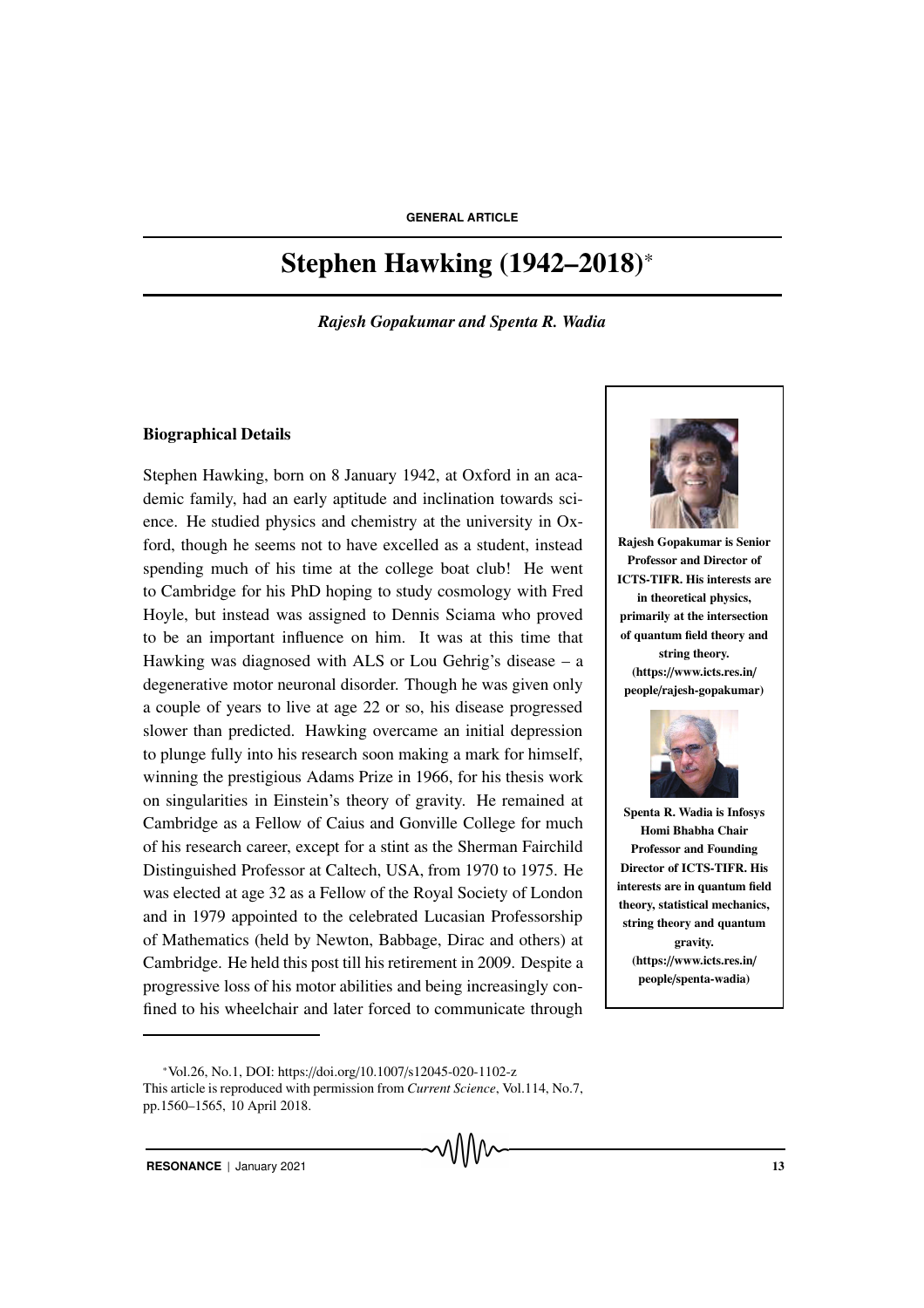GENERAL ARTICLE

# Stephen Hawking (1942–2018)*

***Rajesh Gopakumar and Spenta R. Wadia***

**Rajesh Gopakumar is Senior Professor and Director of ICTS-TIFR. His interests are in theoretical physics, primarily at the intersection of quantum field theory and string theory. (https://www.icts.res.in/people/rajesh-gopakumar)**

**Spenta R. Wadia is Infosys Homi Bhabha Chair Professor and Founding Director of ICTS-TIFR. His interests are in quantum field theory, statistical mechanics, string theory and quantum gravity. (https://www.icts.res.in/people/spenta-wadia)**

### Biographical Details

Stephen Hawking, born on 8 January 1942, at Oxford in an academic family, had an early aptitude and inclination towards science. He studied physics and chemistry at the university in Oxford, though he seems not to have excelled as a student, instead spending much of his time at the college boat club! He went to Cambridge for his PhD hoping to study cosmology with Fred Hoyle, but instead was assigned to Dennis Sciama who proved to be an important influence on him. It was at this time that Hawking was diagnosed with ALS or Lou Gehrig's disease – a degenerative motor neuronal disorder. Though he was given only a couple of years to live at age 22 or so, his disease progressed slower than predicted. Hawking overcame an initial depression to plunge fully into his research soon making a mark for himself, winning the prestigious Adams Prize in 1966, for his thesis work on singularities in Einstein's theory of gravity. He remained at Cambridge as a Fellow of Caius and Gonville College for much of his research career, except for a stint as the Sherman Fairchild Distinguished Professor at Caltech, USA, from 1970 to 1975. He was elected at age 32 as a Fellow of the Royal Society of London and in 1979 appointed to the celebrated Lucasian Professorship of Mathematics (held by Newton, Babbage, Dirac and others) at Cambridge. He held this post till his retirement in 2009. Despite a progressive loss of his motor abilities and being increasingly confined to his wheelchair and later forced to communicate through

*Vol.26, No.1, DOI: https://doi.org/10.1007/s12045-020-1102-z
This article is reproduced with permission from *Current Science*, Vol.114, No.7, pp.1560–1565, 10 April 2018.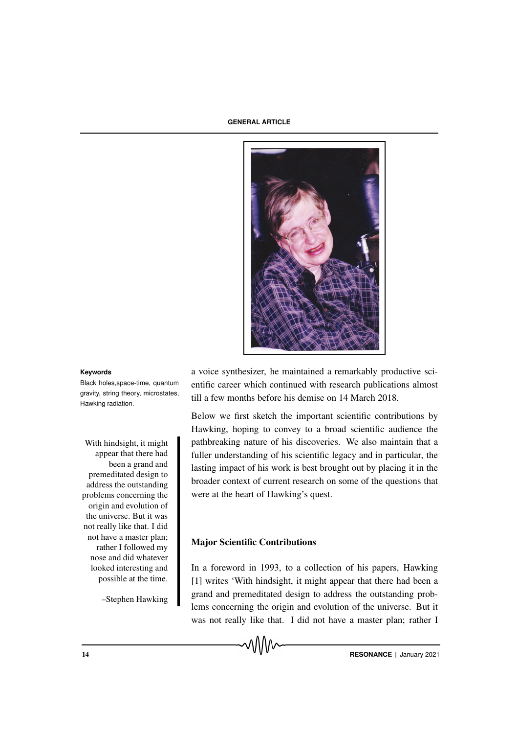**Keywords**

Black holes,space-time, quantum gravity, string theory, microstates, Hawking radiation.

a voice synthesizer, he maintained a remarkably productive scientific career which continued with research publications almost till a few months before his demise on 14 March 2018.

Below we first sketch the important scientific contributions by Hawking, hoping to convey to a broad scientific audience the pathbreaking nature of his discoveries. We also maintain that a fuller understanding of his scientific legacy and in particular, the lasting impact of his work is best brought out by placing it in the broader context of current research on some of the questions that were at the heart of Hawking's quest.

> With hindsight, it might appear that there had been a grand and premeditated design to address the outstanding problems concerning the origin and evolution of the universe. But it was not really like that. I did not have a master plan; rather I followed my nose and did whatever looked interesting and possible at the time.
>
> –Stephen Hawking

## Major Scientific Contributions

In a foreword in 1993, to a collection of his papers, Hawking [1] writes 'With hindsight, it might appear that there had been a grand and premeditated design to address the outstanding problems concerning the origin and evolution of the universe. But it was not really like that. I did not have a master plan; rather I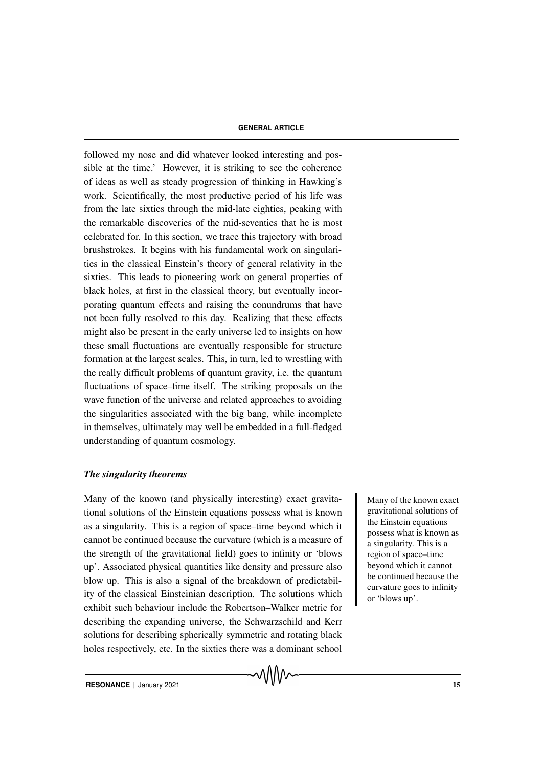followed my nose and did whatever looked interesting and possible at the time.' However, it is striking to see the coherence of ideas as well as steady progression of thinking in Hawking's work. Scientifically, the most productive period of his life was from the late sixties through the mid-late eighties, peaking with the remarkable discoveries of the mid-seventies that he is most celebrated for. In this section, we trace this trajectory with broad brushstrokes. It begins with his fundamental work on singularities in the classical Einstein's theory of general relativity in the sixties. This leads to pioneering work on general properties of black holes, at first in the classical theory, but eventually incorporating quantum effects and raising the conundrums that have not been fully resolved to this day. Realizing that these effects might also be present in the early universe led to insights on how these small fluctuations are eventually responsible for structure formation at the largest scales. This, in turn, led to wrestling with the really difficult problems of quantum gravity, i.e. the quantum fluctuations of space–time itself. The striking proposals on the wave function of the universe and related approaches to avoiding the singularities associated with the big bang, while incomplete in themselves, ultimately may well be embedded in a full-fledged understanding of quantum cosmology.

### *The singularity theorems*

Many of the known (and physically interesting) exact gravitational solutions of the Einstein equations possess what is known as a singularity. This is a region of space–time beyond which it cannot be continued because the curvature (which is a measure of the strength of the gravitational field) goes to infinity or 'blows up'. Associated physical quantities like density and pressure also blow up. This is also a signal of the breakdown of predictability of the classical Einsteinian description. The solutions which exhibit such behaviour include the Robertson–Walker metric for describing the expanding universe, the Schwarzschild and Kerr solutions for describing spherically symmetric and rotating black holes respectively, etc. In the sixties there was a dominant school

> Many of the known exact gravitational solutions of the Einstein equations possess what is known as a singularity. This is a region of space–time beyond which it cannot be continued because the curvature goes to infinity or 'blows up'.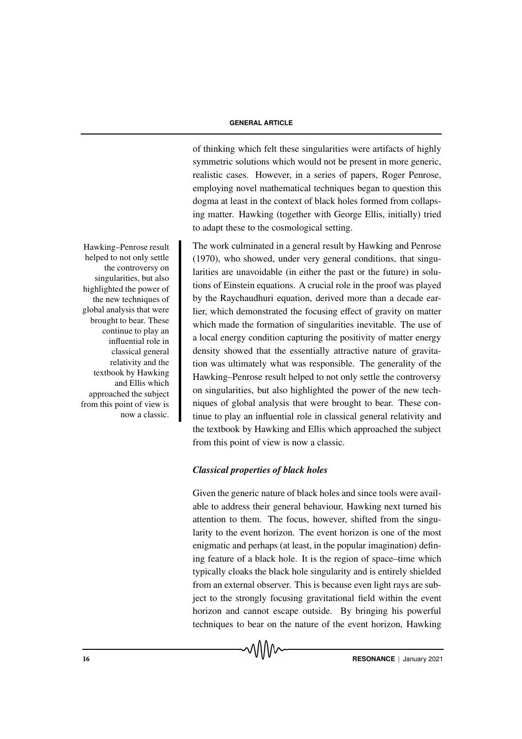of thinking which felt these singularities were artifacts of highly symmetric solutions which would not be present in more generic, realistic cases. However, in a series of papers, Roger Penrose, employing novel mathematical techniques began to question this dogma at least in the context of black holes formed from collapsing matter. Hawking (together with George Ellis, initially) tried to adapt these to the cosmological setting.

Hawking–Penrose result helped to not only settle the controversy on singularities, but also highlighted the power of the new techniques of global analysis that were brought to bear. These continue to play an influential role in classical general relativity and the textbook by Hawking and Ellis which approached the subject from this point of view is now a classic.

The work culminated in a general result by Hawking and Penrose (1970), who showed, under very general conditions, that singularities are unavoidable (in either the past or the future) in solutions of Einstein equations. A crucial role in the proof was played by the Raychaudhuri equation, derived more than a decade earlier, which demonstrated the focusing effect of gravity on matter which made the formation of singularities inevitable. The use of a local energy condition capturing the positivity of matter energy density showed that the essentially attractive nature of gravitation was ultimately what was responsible. The generality of the Hawking–Penrose result helped to not only settle the controversy on singularities, but also highlighted the power of the new techniques of global analysis that were brought to bear. These continue to play an influential role in classical general relativity and the textbook by Hawking and Ellis which approached the subject from this point of view is now a classic.

### *Classical properties of black holes*

Given the generic nature of black holes and since tools were available to address their general behaviour, Hawking next turned his attention to them. The focus, however, shifted from the singularity to the event horizon. The event horizon is one of the most enigmatic and perhaps (at least, in the popular imagination) defining feature of a black hole. It is the region of space–time which typically cloaks the black hole singularity and is entirely shielded from an external observer. This is because even light rays are subject to the strongly focusing gravitational field within the event horizon and cannot escape outside. By bringing his powerful techniques to bear on the nature of the event horizon, Hawking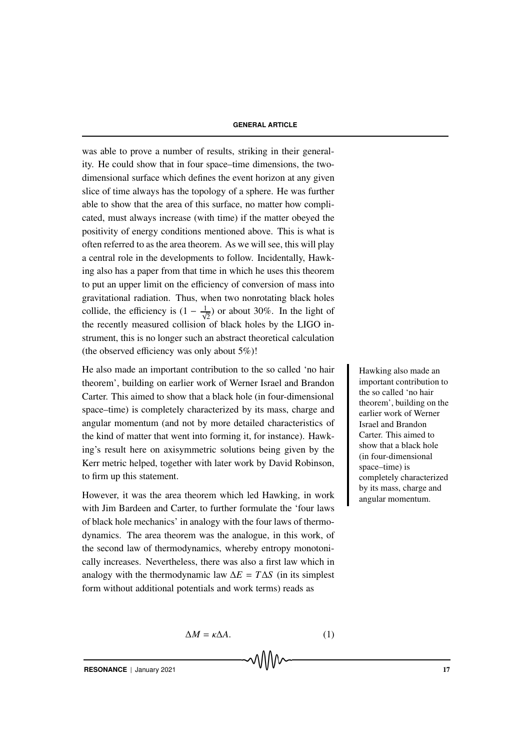was able to prove a number of results, striking in their generality. He could show that in four space–time dimensions, the two-dimensional surface which defines the event horizon at any given slice of time always has the topology of a sphere. He was further able to show that the area of this surface, no matter how complicated, must always increase (with time) if the matter obeyed the positivity of energy conditions mentioned above. This is what is often referred to as the area theorem. As we will see, this will play a central role in the developments to follow. Incidentally, Hawking also has a paper from that time in which he uses this theorem to put an upper limit on the efficiency of conversion of mass into gravitational radiation. Thus, when two nonrotating black holes collide, the efficiency is $(1 - \frac{1}{\sqrt{2}})$ or about 30%. In the light of the recently measured collision of black holes by the LIGO instrument, this is no longer such an abstract theoretical calculation (the observed efficiency was only about 5%)!

He also made an important contribution to the so called 'no hair theorem', building on earlier work of Werner Israel and Brandon Carter. This aimed to show that a black hole (in four-dimensional space–time) is completely characterized by its mass, charge and angular momentum (and not by more detailed characteristics of the kind of matter that went into forming it, for instance). Hawking's result here on axisymmetric solutions being given by the Kerr metric helped, together with later work by David Robinson, to firm up this statement.

> Hawking also made an important contribution to the so called 'no hair theorem', building on the earlier work of Werner Israel and Brandon Carter. This aimed to show that a black hole (in four-dimensional space–time) is completely characterized by its mass, charge and angular momentum.

However, it was the area theorem which led Hawking, in work with Jim Bardeen and Carter, to further formulate the 'four laws of black hole mechanics' in analogy with the four laws of thermodynamics. The area theorem was the analogue, in this work, of the second law of thermodynamics, whereby entropy monotonically increases. Nevertheless, there was also a first law which in analogy with the thermodynamic law $\Delta E = T\Delta S$ (in its simplest form without additional potentials and work terms) reads as

$$\Delta M = \kappa \Delta A. \tag{1}$$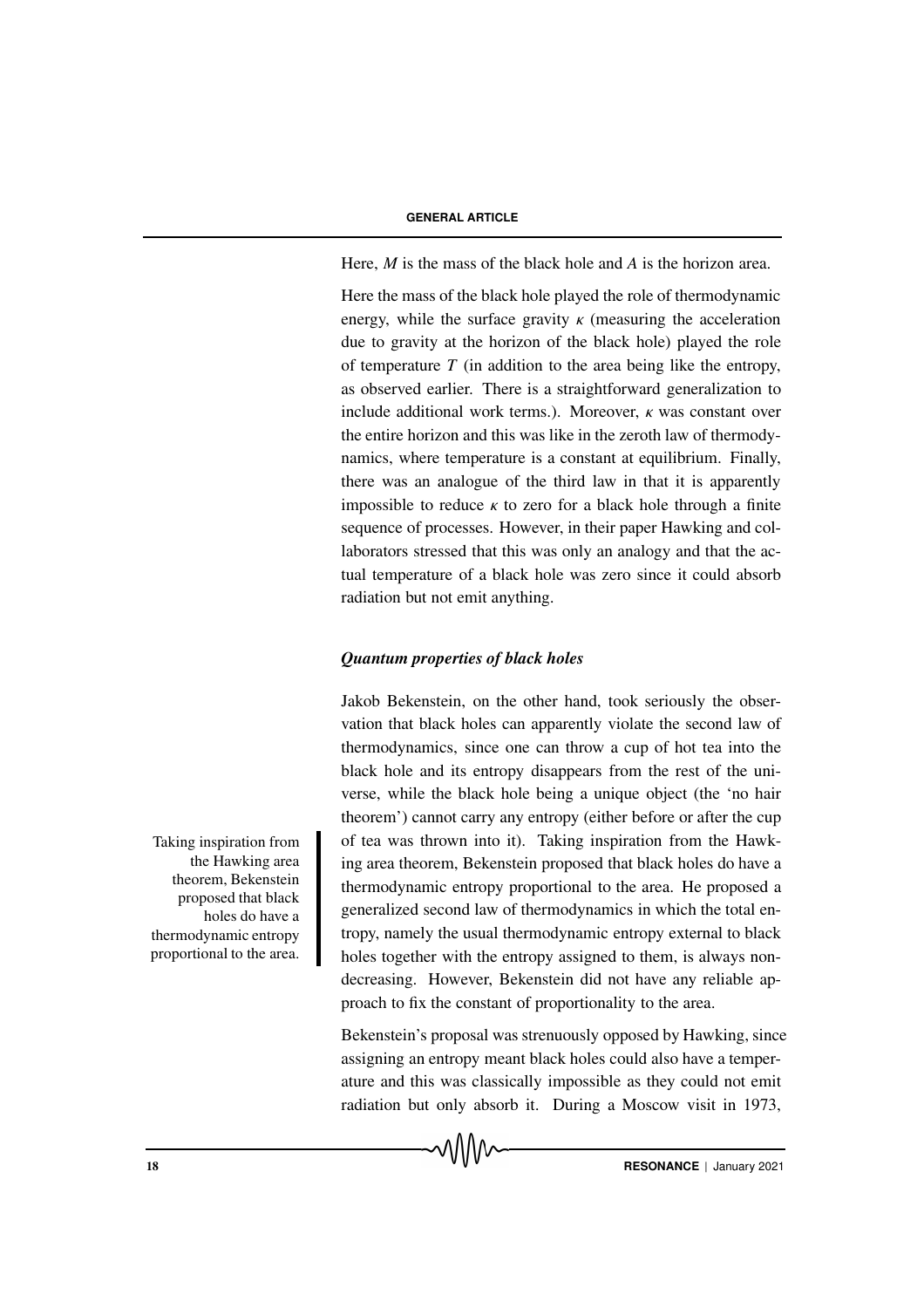Here, $M$ is the mass of the black hole and $A$ is the horizon area.

Here the mass of the black hole played the role of thermodynamic energy, while the surface gravity $\kappa$ (measuring the acceleration due to gravity at the horizon of the black hole) played the role of temperature $T$ (in addition to the area being like the entropy, as observed earlier. There is a straightforward generalization to include additional work terms.). Moreover, $\kappa$ was constant over the entire horizon and this was like in the zeroth law of thermodynamics, where temperature is a constant at equilibrium. Finally, there was an analogue of the third law in that it is apparently impossible to reduce $\kappa$ to zero for a black hole through a finite sequence of processes. However, in their paper Hawking and collaborators stressed that this was only an analogy and that the actual temperature of a black hole was zero since it could absorb radiation but not emit anything.

### *Quantum properties of black holes*

Jakob Bekenstein, on the other hand, took seriously the observation that black holes can apparently violate the second law of thermodynamics, since one can throw a cup of hot tea into the black hole and its entropy disappears from the rest of the universe, while the black hole being a unique object (the 'no hair theorem') cannot carry any entropy (either before or after the cup of tea was thrown into it). Taking inspiration from the Hawking area theorem, Bekenstein proposed that black holes do have a thermodynamic entropy proportional to the area. He proposed a generalized second law of thermodynamics in which the total entropy, namely the usual thermodynamic entropy external to black holes together with the entropy assigned to them, is always non-decreasing. However, Bekenstein did not have any reliable approach to fix the constant of proportionality to the area.

Taking inspiration from the Hawking area theorem, Bekenstein proposed that black holes do have a thermodynamic entropy proportional to the area.

Bekenstein's proposal was strenuously opposed by Hawking, since assigning an entropy meant black holes could also have a temperature and this was classically impossible as they could not emit radiation but only absorb it. During a Moscow visit in 1973,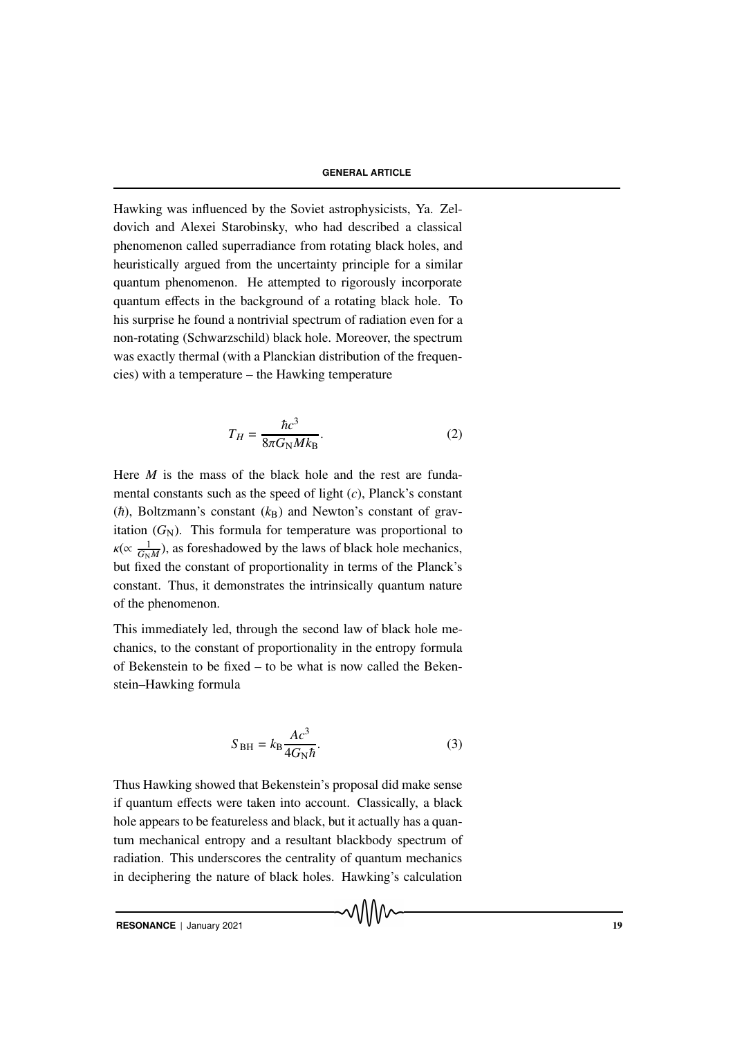Hawking was influenced by the Soviet astrophysicists, Ya. Zeldovich and Alexei Starobinsky, who had described a classical phenomenon called superradiance from rotating black holes, and heuristically argued from the uncertainty principle for a similar quantum phenomenon. He attempted to rigorously incorporate quantum effects in the background of a rotating black hole. To his surprise he found a nontrivial spectrum of radiation even for a non-rotating (Schwarzschild) black hole. Moreover, the spectrum was exactly thermal (with a Planckian distribution of the frequencies) with a temperature – the Hawking temperature

$$T_H = \frac{\hbar c^3}{8\pi G_{\rm N} M k_{\rm B}}. \tag{2}$$

Here $M$ is the mass of the black hole and the rest are fundamental constants such as the speed of light ($c$), Planck's constant ($\hbar$), Boltzmann's constant ($k_{\rm B}$) and Newton's constant of gravitation ($G_{\rm N}$). This formula for temperature was proportional to $\kappa(\propto \frac{1}{G_{\rm N}M})$, as foreshadowed by the laws of black hole mechanics, but fixed the constant of proportionality in terms of the Planck's constant. Thus, it demonstrates the intrinsically quantum nature of the phenomenon.

This immediately led, through the second law of black hole mechanics, to the constant of proportionality in the entropy formula of Bekenstein to be fixed – to be what is now called the Bekenstein–Hawking formula

$$S_{\rm BH} = k_{\rm B}\frac{Ac^3}{4G_{\rm N}\hbar}. \tag{3}$$

Thus Hawking showed that Bekenstein's proposal did make sense if quantum effects were taken into account. Classically, a black hole appears to be featureless and black, but it actually has a quantum mechanical entropy and a resultant blackbody spectrum of radiation. This underscores the centrality of quantum mechanics in deciphering the nature of black holes. Hawking's calculation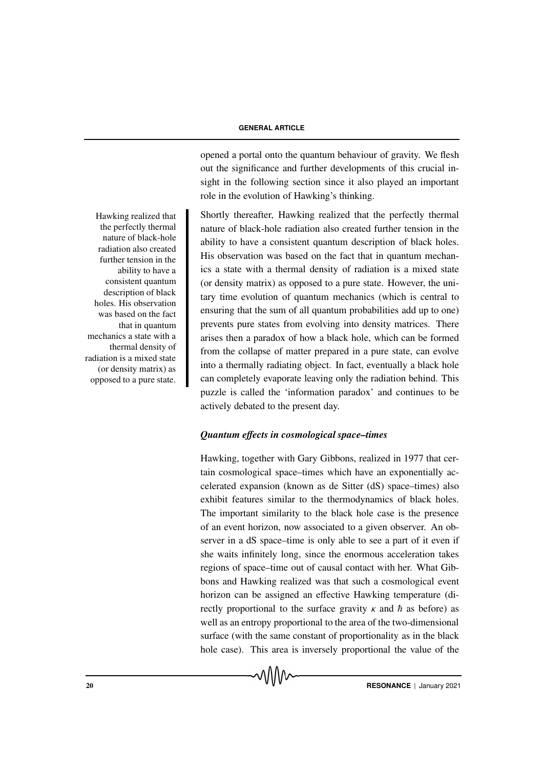opened a portal onto the quantum behaviour of gravity. We flesh out the significance and further developments of this crucial insight in the following section since it also played an important role in the evolution of Hawking's thinking.

Hawking realized that the perfectly thermal nature of black-hole radiation also created further tension in the ability to have a consistent quantum description of black holes. His observation was based on the fact that in quantum mechanics a state with a thermal density of radiation is a mixed state (or density matrix) as opposed to a pure state.

Shortly thereafter, Hawking realized that the perfectly thermal nature of black-hole radiation also created further tension in the ability to have a consistent quantum description of black holes. His observation was based on the fact that in quantum mechanics a state with a thermal density of radiation is a mixed state (or density matrix) as opposed to a pure state. However, the unitary time evolution of quantum mechanics (which is central to ensuring that the sum of all quantum probabilities add up to one) prevents pure states from evolving into density matrices. There arises then a paradox of how a black hole, which can be formed from the collapse of matter prepared in a pure state, can evolve into a thermally radiating object. In fact, eventually a black hole can completely evaporate leaving only the radiation behind. This puzzle is called the 'information paradox' and continues to be actively debated to the present day.

### *Quantum effects in cosmological space–times*

Hawking, together with Gary Gibbons, realized in 1977 that certain cosmological space–times which have an exponentially accelerated expansion (known as de Sitter (dS) space–times) also exhibit features similar to the thermodynamics of black holes. The important similarity to the black hole case is the presence of an event horizon, now associated to a given observer. An observer in a dS space–time is only able to see a part of it even if she waits infinitely long, since the enormous acceleration takes regions of space–time out of causal contact with her. What Gibbons and Hawking realized was that such a cosmological event horizon can be assigned an effective Hawking temperature (directly proportional to the surface gravity $\kappa$ and $\hbar$ as before) as well as an entropy proportional to the area of the two-dimensional surface (with the same constant of proportionality as in the black hole case). This area is inversely proportional the value of the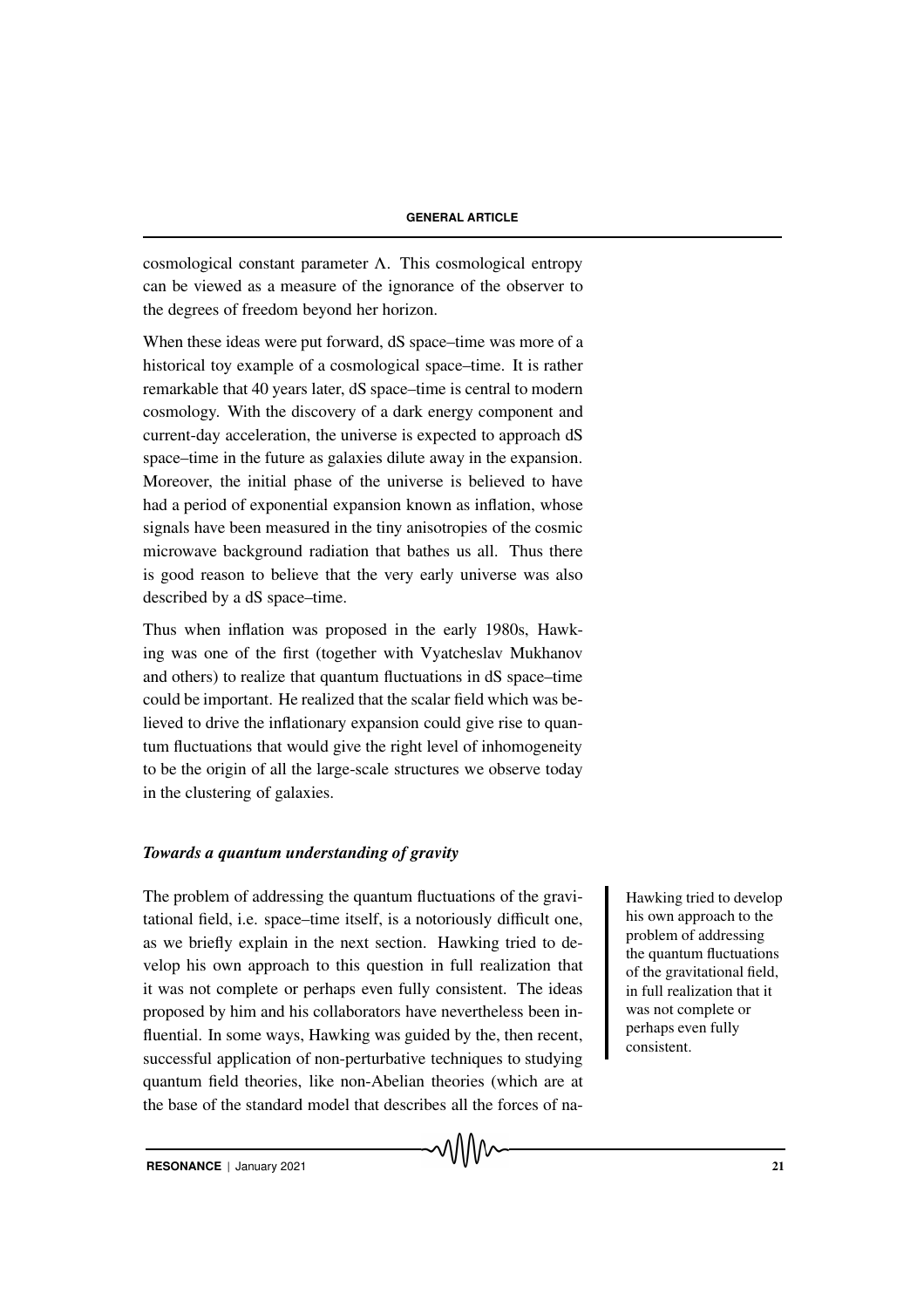cosmological constant parameter Λ. This cosmological entropy can be viewed as a measure of the ignorance of the observer to the degrees of freedom beyond her horizon.

When these ideas were put forward, dS space–time was more of a historical toy example of a cosmological space–time. It is rather remarkable that 40 years later, dS space–time is central to modern cosmology. With the discovery of a dark energy component and current-day acceleration, the universe is expected to approach dS space–time in the future as galaxies dilute away in the expansion. Moreover, the initial phase of the universe is believed to have had a period of exponential expansion known as inflation, whose signals have been measured in the tiny anisotropies of the cosmic microwave background radiation that bathes us all. Thus there is good reason to believe that the very early universe was also described by a dS space–time.

Thus when inflation was proposed in the early 1980s, Hawking was one of the first (together with Vyatcheslav Mukhanov and others) to realize that quantum fluctuations in dS space–time could be important. He realized that the scalar field which was believed to drive the inflationary expansion could give rise to quantum fluctuations that would give the right level of inhomogeneity to be the origin of all the large-scale structures we observe today in the clustering of galaxies.

### *Towards a quantum understanding of gravity*

The problem of addressing the quantum fluctuations of the gravitational field, i.e. space–time itself, is a notoriously difficult one, as we briefly explain in the next section. Hawking tried to develop his own approach to this question in full realization that it was not complete or perhaps even fully consistent. The ideas proposed by him and his collaborators have nevertheless been influential. In some ways, Hawking was guided by the, then recent, successful application of non-perturbative techniques to studying quantum field theories, like non-Abelian theories (which are at the base of the standard model that describes all the forces of na-

> Hawking tried to develop his own approach to the problem of addressing the quantum fluctuations of the gravitational field, in full realization that it was not complete or perhaps even fully consistent.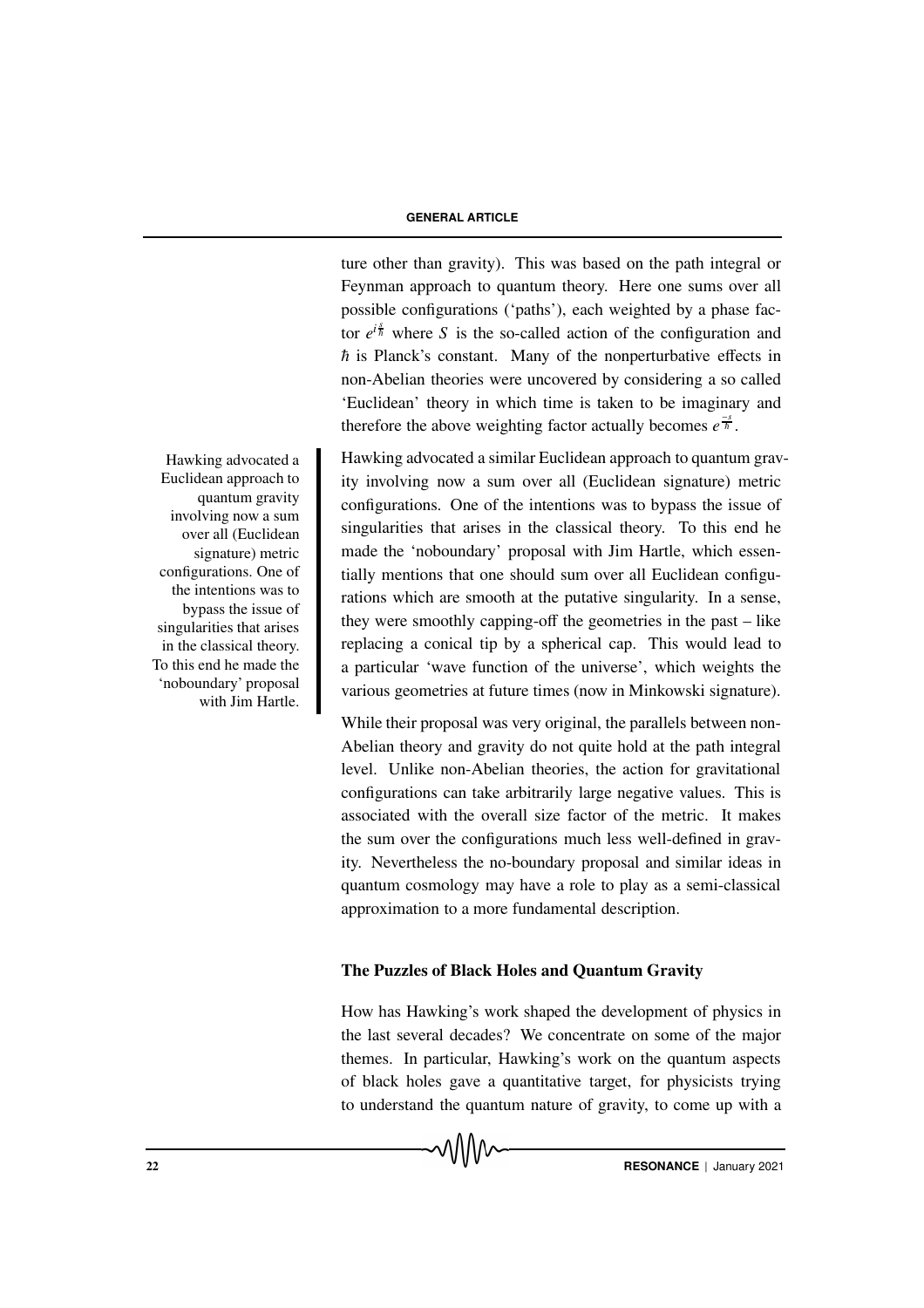ture other than gravity). This was based on the path integral or Feynman approach to quantum theory. Here one sums over all possible configurations ('paths'), each weighted by a phase factor $e^{i\frac{S}{\hbar}}$ where $S$ is the so-called action of the configuration and $\hbar$ is Planck's constant. Many of the nonperturbative effects in non-Abelian theories were uncovered by considering a so called 'Euclidean' theory in which time is taken to be imaginary and therefore the above weighting factor actually becomes $e^{\frac{-S}{\hbar}}$.

Hawking advocated a similar Euclidean approach to quantum gravity involving now a sum over all (Euclidean signature) metric configurations. One of the intentions was to bypass the issue of singularities that arises in the classical theory. To this end he made the 'noboundary' proposal with Jim Hartle, which essentially mentions that one should sum over all Euclidean configurations which are smooth at the putative singularity. In a sense, they were smoothly capping-off the geometries in the past – like replacing a conical tip by a spherical cap. This would lead to a particular 'wave function of the universe', which weights the various geometries at future times (now in Minkowski signature).

> Hawking advocated a Euclidean approach to quantum gravity involving now a sum over all (Euclidean signature) metric configurations. One of the intentions was to bypass the issue of singularities that arises in the classical theory. To this end he made the 'noboundary' proposal with Jim Hartle.

While their proposal was very original, the parallels between non-Abelian theory and gravity do not quite hold at the path integral level. Unlike non-Abelian theories, the action for gravitational configurations can take arbitrarily large negative values. This is associated with the overall size factor of the metric. It makes the sum over the configurations much less well-defined in gravity. Nevertheless the no-boundary proposal and similar ideas in quantum cosmology may have a role to play as a semi-classical approximation to a more fundamental description.

## The Puzzles of Black Holes and Quantum Gravity

How has Hawking's work shaped the development of physics in the last several decades? We concentrate on some of the major themes. In particular, Hawking's work on the quantum aspects of black holes gave a quantitative target, for physicists trying to understand the quantum nature of gravity, to come up with a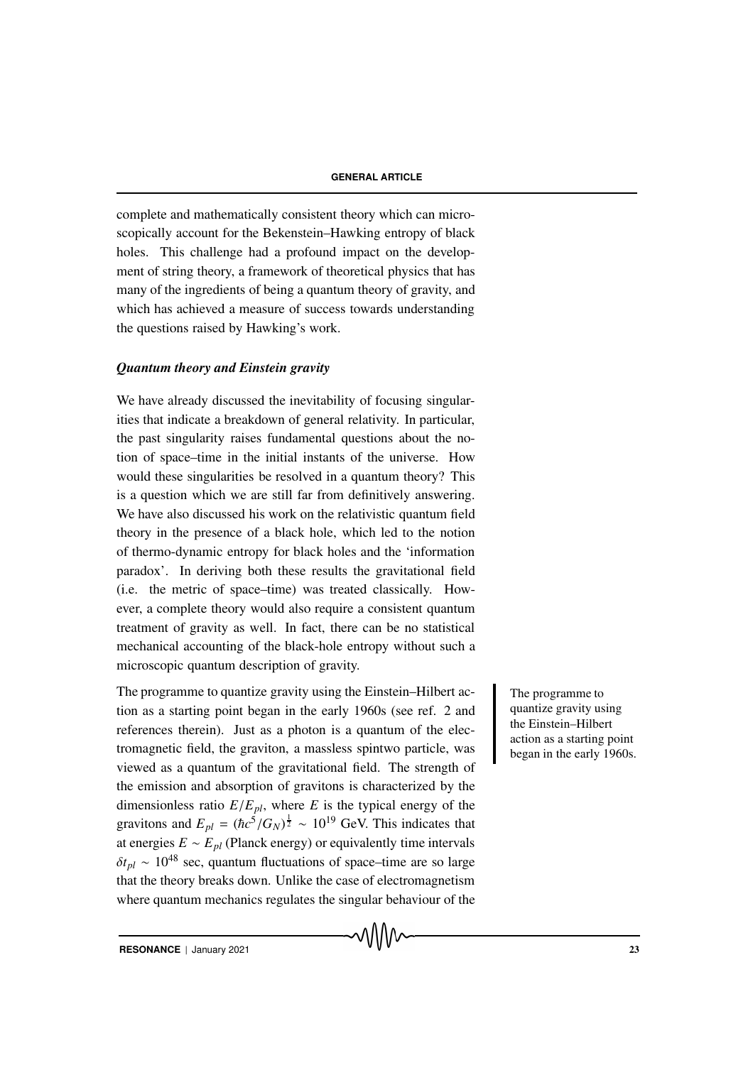complete and mathematically consistent theory which can microscopically account for the Bekenstein–Hawking entropy of black holes. This challenge had a profound impact on the development of string theory, a framework of theoretical physics that has many of the ingredients of being a quantum theory of gravity, and which has achieved a measure of success towards understanding the questions raised by Hawking's work.

### *Quantum theory and Einstein gravity*

We have already discussed the inevitability of focusing singularities that indicate a breakdown of general relativity. In particular, the past singularity raises fundamental questions about the notion of space–time in the initial instants of the universe. How would these singularities be resolved in a quantum theory? This is a question which we are still far from definitively answering. We have also discussed his work on the relativistic quantum field theory in the presence of a black hole, which led to the notion of thermo-dynamic entropy for black holes and the 'information paradox'. In deriving both these results the gravitational field (i.e. the metric of space–time) was treated classically. However, a complete theory would also require a consistent quantum treatment of gravity as well. In fact, there can be no statistical mechanical accounting of the black-hole entropy without such a microscopic quantum description of gravity.

The programme to quantize gravity using the Einstein–Hilbert action as a starting point began in the early 1960s (see ref. 2 and references therein). Just as a photon is a quantum of the electromagnetic field, the graviton, a massless spintwo particle, was viewed as a quantum of the gravitational field. The strength of the emission and absorption of gravitons is characterized by the dimensionless ratio $E/E_{pl}$, where $E$ is the typical energy of the gravitons and $E_{pl} = (\hbar c^5/G_N)^{\frac{1}{2}} \sim 10^{19}$ GeV. This indicates that at energies $E \sim E_{pl}$ (Planck energy) or equivalently time intervals $\delta t_{pl} \sim 10^{48}$ sec, quantum fluctuations of space–time are so large that the theory breaks down. Unlike the case of electromagnetism where quantum mechanics regulates the singular behaviour of the

The programme to quantize gravity using the Einstein–Hilbert action as a starting point began in the early 1960s.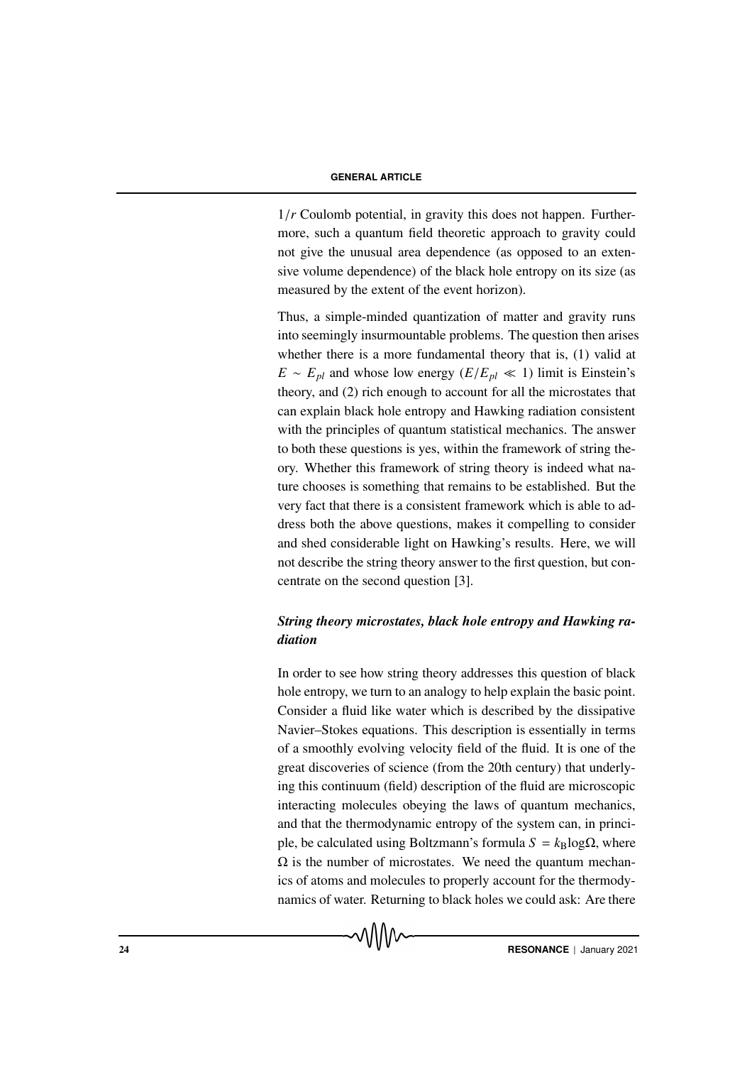$1/r$ Coulomb potential, in gravity this does not happen. Furthermore, such a quantum field theoretic approach to gravity could not give the unusual area dependence (as opposed to an extensive volume dependence) of the black hole entropy on its size (as measured by the extent of the event horizon).

Thus, a simple-minded quantization of matter and gravity runs into seemingly insurmountable problems. The question then arises whether there is a more fundamental theory that is, (1) valid at $E \sim E_{pl}$ and whose low energy ($E/E_{pl} \ll 1$) limit is Einstein's theory, and (2) rich enough to account for all the microstates that can explain black hole entropy and Hawking radiation consistent with the principles of quantum statistical mechanics. The answer to both these questions is yes, within the framework of string theory. Whether this framework of string theory is indeed what nature chooses is something that remains to be established. But the very fact that there is a consistent framework which is able to address both the above questions, makes it compelling to consider and shed considerable light on Hawking's results. Here, we will not describe the string theory answer to the first question, but concentrate on the second question [3].

### *String theory microstates, black hole entropy and Hawking radiation*

In order to see how string theory addresses this question of black hole entropy, we turn to an analogy to help explain the basic point. Consider a fluid like water which is described by the dissipative Navier–Stokes equations. This description is essentially in terms of a smoothly evolving velocity field of the fluid. It is one of the great discoveries of science (from the 20th century) that underlying this continuum (field) description of the fluid are microscopic interacting molecules obeying the laws of quantum mechanics, and that the thermodynamic entropy of the system can, in principle, be calculated using Boltzmann's formula $S = k_{\mathrm{B}} \log \Omega$, where $\Omega$ is the number of microstates. We need the quantum mechanics of atoms and molecules to properly account for the thermodynamics of water. Returning to black holes we could ask: Are there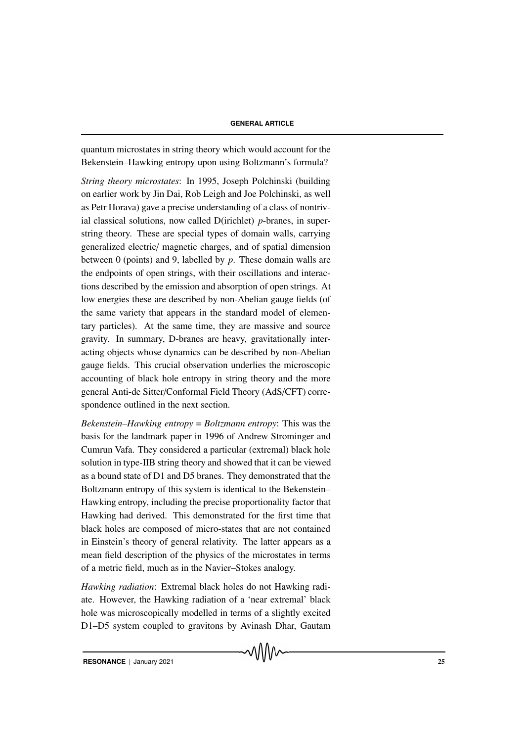quantum microstates in string theory which would account for the Bekenstein–Hawking entropy upon using Boltzmann's formula?

*String theory microstates*: In 1995, Joseph Polchinski (building on earlier work by Jin Dai, Rob Leigh and Joe Polchinski, as well as Petr Horava) gave a precise understanding of a class of nontrivial classical solutions, now called D(irichlet) *p*-branes, in superstring theory. These are special types of domain walls, carrying generalized electric/ magnetic charges, and of spatial dimension between 0 (points) and 9, labelled by *p*. These domain walls are the endpoints of open strings, with their oscillations and interactions described by the emission and absorption of open strings. At low energies these are described by non-Abelian gauge fields (of the same variety that appears in the standard model of elementary particles). At the same time, they are massive and source gravity. In summary, D-branes are heavy, gravitationally interacting objects whose dynamics can be described by non-Abelian gauge fields. This crucial observation underlies the microscopic accounting of black hole entropy in string theory and the more general Anti-de Sitter/Conformal Field Theory (AdS/CFT) correspondence outlined in the next section.

*Bekenstein–Hawking entropy = Boltzmann entropy*: This was the basis for the landmark paper in 1996 of Andrew Strominger and Cumrun Vafa. They considered a particular (extremal) black hole solution in type-IIB string theory and showed that it can be viewed as a bound state of D1 and D5 branes. They demonstrated that the Boltzmann entropy of this system is identical to the Bekenstein–Hawking entropy, including the precise proportionality factor that Hawking had derived. This demonstrated for the first time that black holes are composed of micro-states that are not contained in Einstein's theory of general relativity. The latter appears as a mean field description of the physics of the microstates in terms of a metric field, much as in the Navier–Stokes analogy.

*Hawking radiation*: Extremal black holes do not Hawking radiate. However, the Hawking radiation of a 'near extremal' black hole was microscopically modelled in terms of a slightly excited D1–D5 system coupled to gravitons by Avinash Dhar, Gautam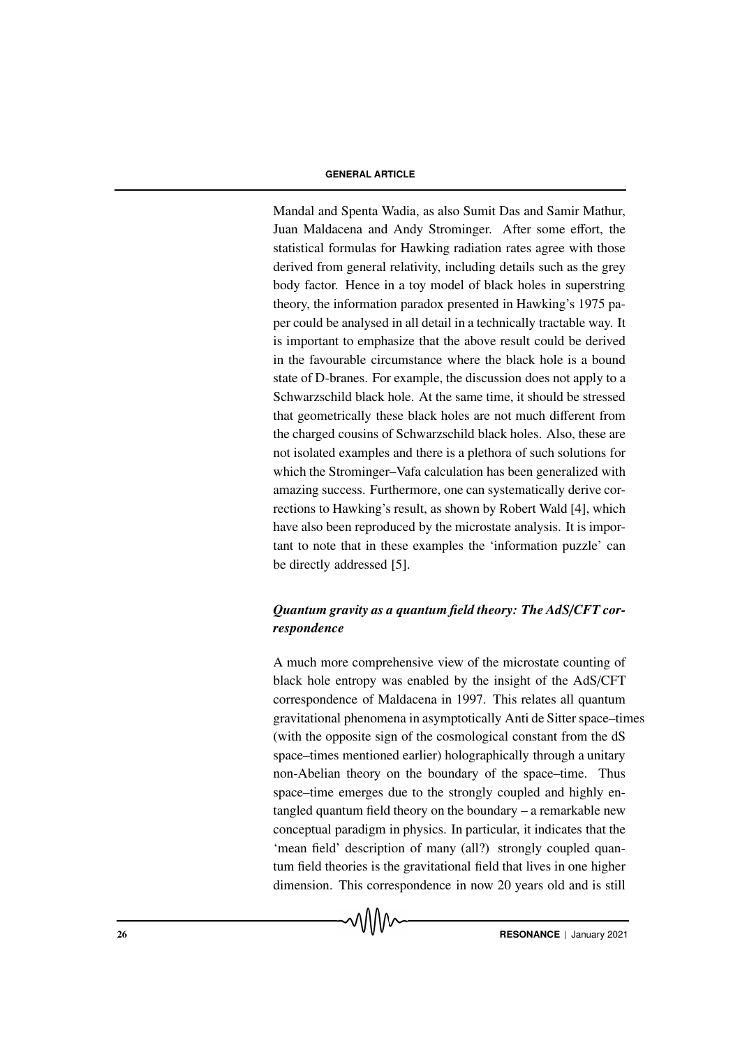Mandal and Spenta Wadia, as also Sumit Das and Samir Mathur, Juan Maldacena and Andy Strominger. After some effort, the statistical formulas for Hawking radiation rates agree with those derived from general relativity, including details such as the grey body factor. Hence in a toy model of black holes in superstring theory, the information paradox presented in Hawking's 1975 paper could be analysed in all detail in a technically tractable way. It is important to emphasize that the above result could be derived in the favourable circumstance where the black hole is a bound state of D-branes. For example, the discussion does not apply to a Schwarzschild black hole. At the same time, it should be stressed that geometrically these black holes are not much different from the charged cousins of Schwarzschild black holes. Also, these are not isolated examples and there is a plethora of such solutions for which the Strominger–Vafa calculation has been generalized with amazing success. Furthermore, one can systematically derive corrections to Hawking's result, as shown by Robert Wald [4], which have also been reproduced by the microstate analysis. It is important to note that in these examples the 'information puzzle' can be directly addressed [5].

***Quantum gravity as a quantum field theory: The AdS/CFT correspondence***

A much more comprehensive view of the microstate counting of black hole entropy was enabled by the insight of the AdS/CFT correspondence of Maldacena in 1997. This relates all quantum gravitational phenomena in asymptotically Anti de Sitter space–times (with the opposite sign of the cosmological constant from the dS space–times mentioned earlier) holographically through a unitary non-Abelian theory on the boundary of the space–time. Thus space–time emerges due to the strongly coupled and highly entangled quantum field theory on the boundary – a remarkable new conceptual paradigm in physics. In particular, it indicates that the 'mean field' description of many (all?) strongly coupled quantum field theories is the gravitational field that lives in one higher dimension. This correspondence in now 20 years old and is still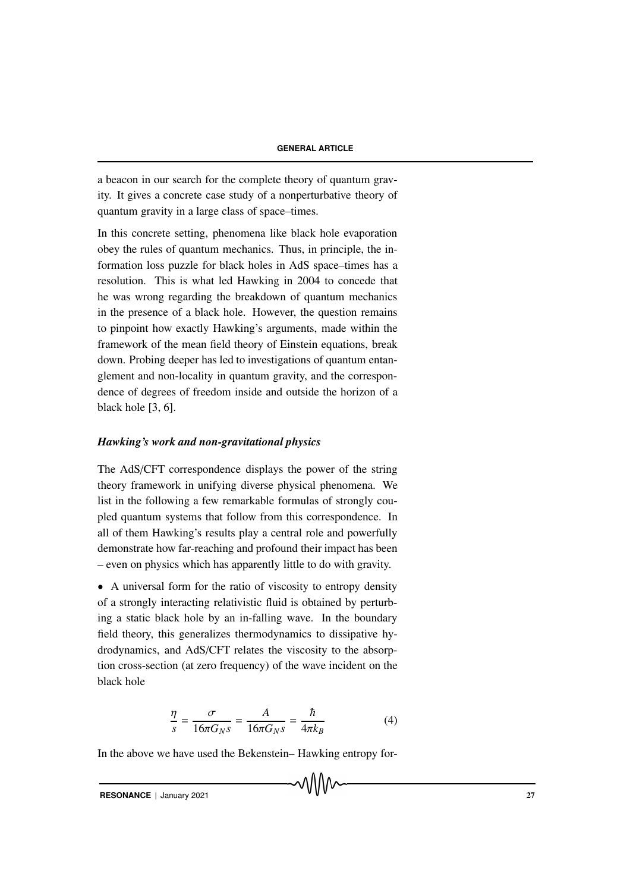a beacon in our search for the complete theory of quantum gravity. It gives a concrete case study of a nonperturbative theory of quantum gravity in a large class of space–times.

In this concrete setting, phenomena like black hole evaporation obey the rules of quantum mechanics. Thus, in principle, the information loss puzzle for black holes in AdS space–times has a resolution. This is what led Hawking in 2004 to concede that he was wrong regarding the breakdown of quantum mechanics in the presence of a black hole. However, the question remains to pinpoint how exactly Hawking's arguments, made within the framework of the mean field theory of Einstein equations, break down. Probing deeper has led to investigations of quantum entanglement and non-locality in quantum gravity, and the correspondence of degrees of freedom inside and outside the horizon of a black hole [3, 6].

### *Hawking's work and non-gravitational physics*

The AdS/CFT correspondence displays the power of the string theory framework in unifying diverse physical phenomena. We list in the following a few remarkable formulas of strongly coupled quantum systems that follow from this correspondence. In all of them Hawking's results play a central role and powerfully demonstrate how far-reaching and profound their impact has been – even on physics which has apparently little to do with gravity.

- A universal form for the ratio of viscosity to entropy density of a strongly interacting relativistic fluid is obtained by perturbing a static black hole by an in-falling wave. In the boundary field theory, this generalizes thermodynamics to dissipative hydrodynamics, and AdS/CFT relates the viscosity to the absorption cross-section (at zero frequency) of the wave incident on the black hole

$$\frac{\eta}{s} = \frac{\sigma}{16\pi G_N s} = \frac{A}{16\pi G_N s} = \frac{\hbar}{4\pi k_B} \tag{4}$$

In the above we have used the Bekenstein– Hawking entropy for-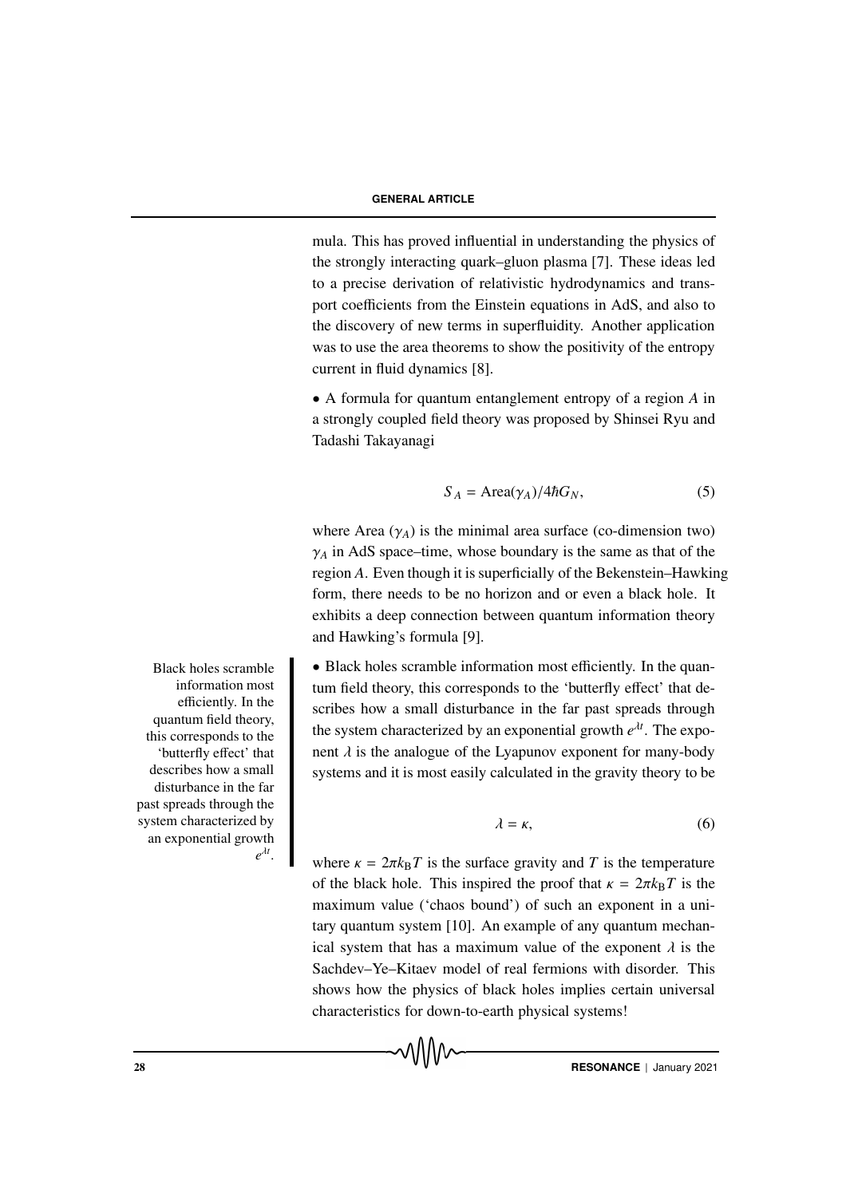mula. This has proved influential in understanding the physics of the strongly interacting quark–gluon plasma [7]. These ideas led to a precise derivation of relativistic hydrodynamics and transport coefficients from the Einstein equations in AdS, and also to the discovery of new terms in superfluidity. Another application was to use the area theorems to show the positivity of the entropy current in fluid dynamics [8].

• A formula for quantum entanglement entropy of a region $A$ in a strongly coupled field theory was proposed by Shinsei Ryu and Tadashi Takayanagi

$$S_A = \text{Area}(\gamma_A)/4\hbar G_N, \tag{5}$$

where Area ($\gamma_A$) is the minimal area surface (co-dimension two) $\gamma_A$ in AdS space–time, whose boundary is the same as that of the region $A$. Even though it is superficially of the Bekenstein–Hawking form, there needs to be no horizon and or even a black hole. It exhibits a deep connection between quantum information theory and Hawking's formula [9].

Black holes scramble information most efficiently. In the quantum field theory, this corresponds to the 'butterfly effect' that describes how a small disturbance in the far past spreads through the system characterized by an exponential growth $e^{\lambda t}$.

• Black holes scramble information most efficiently. In the quantum field theory, this corresponds to the 'butterfly effect' that describes how a small disturbance in the far past spreads through the system characterized by an exponential growth $e^{\lambda t}$. The exponent $\lambda$ is the analogue of the Lyapunov exponent for many-body systems and it is most easily calculated in the gravity theory to be

$$\lambda = \kappa, \tag{6}$$

where $\kappa = 2\pi k_B T$ is the surface gravity and $T$ is the temperature of the black hole. This inspired the proof that $\kappa = 2\pi k_B T$ is the maximum value ('chaos bound') of such an exponent in a unitary quantum system [10]. An example of any quantum mechanical system that has a maximum value of the exponent $\lambda$ is the Sachdev–Ye–Kitaev model of real fermions with disorder. This shows how the physics of black holes implies certain universal characteristics for down-to-earth physical systems!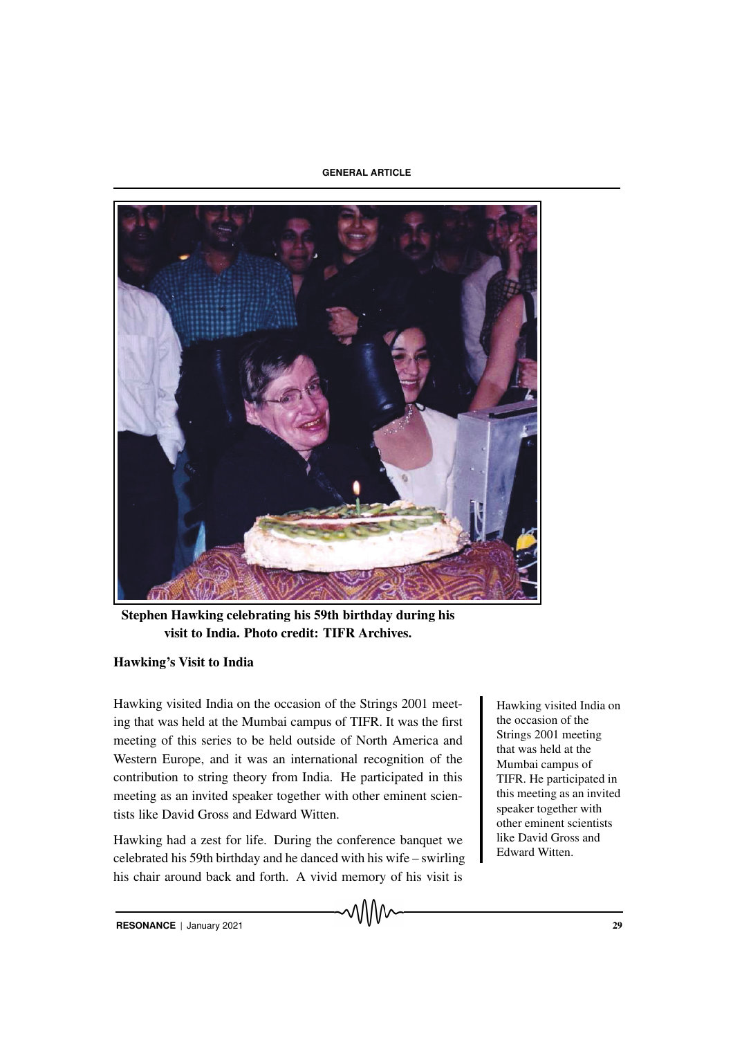Stephen Hawking celebrating his 59th birthday during his visit to India. Photo credit: TIFR Archives.

### Hawking's Visit to India

Hawking visited India on the occasion of the Strings 2001 meeting that was held at the Mumbai campus of TIFR. It was the first meeting of this series to be held outside of North America and Western Europe, and it was an international recognition of the contribution to string theory from India. He participated in this meeting as an invited speaker together with other eminent scientists like David Gross and Edward Witten.

Hawking visited India on the occasion of the Strings 2001 meeting that was held at the Mumbai campus of TIFR. He participated in this meeting as an invited speaker together with other eminent scientists like David Gross and Edward Witten.

Hawking had a zest for life. During the conference banquet we celebrated his 59th birthday and he danced with his wife – swirling his chair around back and forth. A vivid memory of his visit is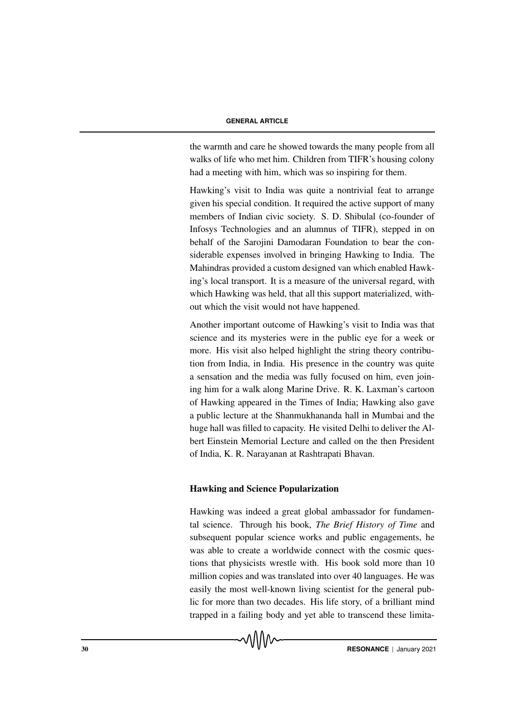the warmth and care he showed towards the many people from all walks of life who met him. Children from TIFR's housing colony had a meeting with him, which was so inspiring for them.

Hawking's visit to India was quite a nontrivial feat to arrange given his special condition. It required the active support of many members of Indian civic society. S. D. Shibulal (co-founder of Infosys Technologies and an alumnus of TIFR), stepped in on behalf of the Sarojini Damodaran Foundation to bear the considerable expenses involved in bringing Hawking to India. The Mahindras provided a custom designed van which enabled Hawking's local transport. It is a measure of the universal regard, with which Hawking was held, that all this support materialized, without which the visit would not have happened.

Another important outcome of Hawking's visit to India was that science and its mysteries were in the public eye for a week or more. His visit also helped highlight the string theory contribution from India, in India. His presence in the country was quite a sensation and the media was fully focused on him, even joining him for a walk along Marine Drive. R. K. Laxman's cartoon of Hawking appeared in the Times of India; Hawking also gave a public lecture at the Shanmukhananda hall in Mumbai and the huge hall was filled to capacity. He visited Delhi to deliver the Albert Einstein Memorial Lecture and called on the then President of India, K. R. Narayanan at Rashtrapati Bhavan.

## Hawking and Science Popularization

Hawking was indeed a great global ambassador for fundamental science. Through his book, *The Brief History of Time* and subsequent popular science works and public engagements, he was able to create a worldwide connect with the cosmic questions that physicists wrestle with. His book sold more than 10 million copies and was translated into over 40 languages. He was easily the most well-known living scientist for the general public for more than two decades. His life story, of a brilliant mind trapped in a failing body and yet able to transcend these limita-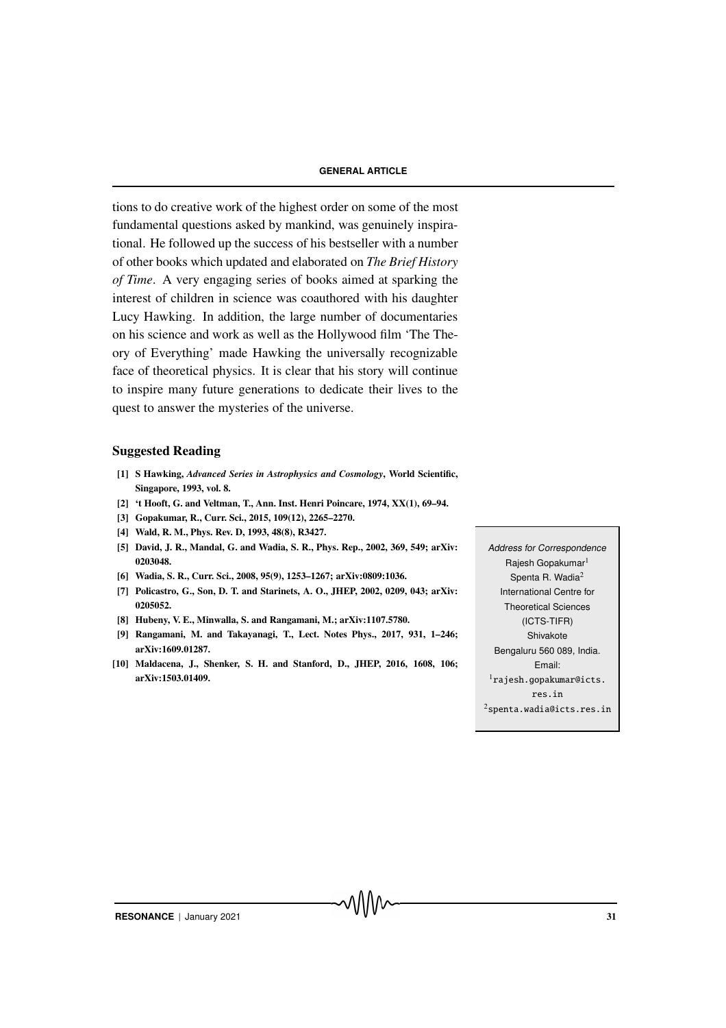tions to do creative work of the highest order on some of the most fundamental questions asked by mankind, was genuinely inspirational. He followed up the success of his bestseller with a number of other books which updated and elaborated on *The Brief History of Time*. A very engaging series of books aimed at sparking the interest of children in science was coauthored with his daughter Lucy Hawking. In addition, the large number of documentaries on his science and work as well as the Hollywood film 'The Theory of Everything' made Hawking the universally recognizable face of theoretical physics. It is clear that his story will continue to inspire many future generations to dedicate their lives to the quest to answer the mysteries of the universe.

## Suggested Reading

**[1] S Hawking, *Advanced Series in Astrophysics and Cosmology*, World Scientific, Singapore, 1993, vol. 8.**

**[2] 't Hooft, G. and Veltman, T., Ann. Inst. Henri Poincare, 1974, XX(1), 69–94.**

**[3] Gopakumar, R., Curr. Sci., 2015, 109(12), 2265–2270.**

**[4] Wald, R. M., Phys. Rev. D, 1993, 48(8), R3427.**

**[5] David, J. R., Mandal, G. and Wadia, S. R., Phys. Rep., 2002, 369, 549; arXiv: 0203048.**

**[6] Wadia, S. R., Curr. Sci., 2008, 95(9), 1253–1267; arXiv:0809:1036.**

**[7] Policastro, G., Son, D. T. and Starinets, A. O., JHEP, 2002, 0209, 043; arXiv: 0205052.**

**[8] Hubeny, V. E., Minwalla, S. and Rangamani, M.; arXiv:1107.5780.**

**[9] Rangamani, M. and Takayanagi, T., Lect. Notes Phys., 2017, 931, 1–246; arXiv:1609.01287.**

**[10] Maldacena, J., Shenker, S. H. and Stanford, D., JHEP, 2016, 1608, 106; arXiv:1503.01409.**

*Address for Correspondence*

Rajesh Gopakumar[1]

Spenta R. Wadia[2]

International Centre for Theoretical Sciences (ICTS-TIFR)

Shivakote

Bengaluru 560 089, India.

Email:

[1]rajesh.gopakumar@icts.res.in

[2]spenta.wadia@icts.res.in